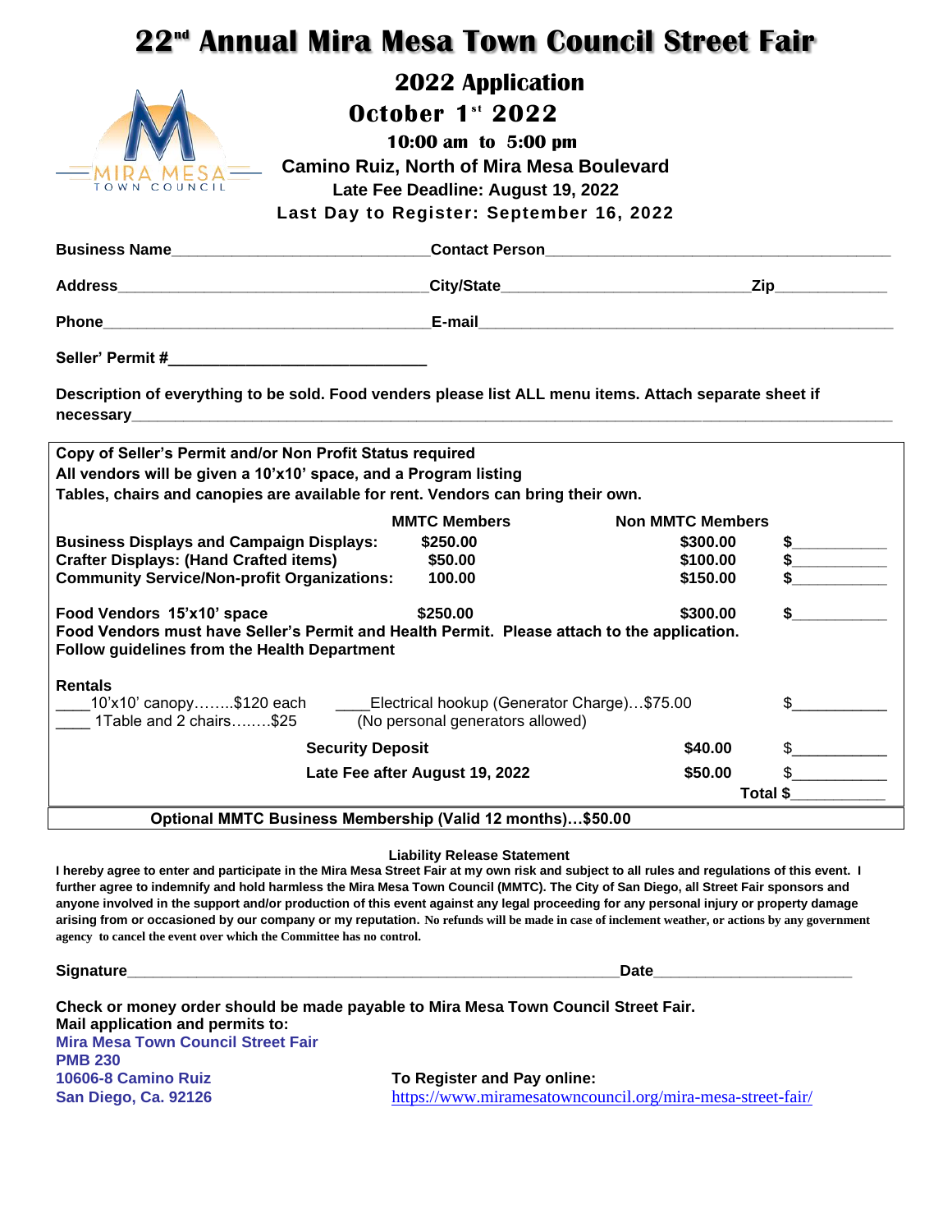# 22nd Annual Mira Mesa Town Council Street Fair

## 2022 Application

## October 1st 2022

**10:00 am to 5:00 pm**

**Camino Ruiz, North of Mira Mesa Boulevard**

**Late Fee Deadline: August 19, 2022**

**Last Day to Register: September 16, 2022**

**Business Name**______________________________ **Contact Person**________________________________________

**Address**____________________________________ **City/State**_____________________________ **Zip**_____________

**Phone**______________________________________ **E-mail**________________________________________________

**Seller' Permit #**_____________________________

**Description of everything to be sold. Food venders please list ALL menu items. Attach separate sheet if necessary**_______________________________________________________________________________

**Copy of Seller's Permit and/or Non Profit Status required**
**All vendors will be given a 10'x10' space, and a Program listing**
**Tables, chairs and canopies are available for rent. Vendors can bring their own.**

| | MMTC Members | Non MMTC Members | |
|---|---|---|---|
| **Business Displays and Campaign Displays:** | $250.00 | $300.00 | $___________ |
| **Crafter Displays: (Hand Crafted items)** | $50.00 | $100.00 | $___________ |
| **Community Service/Non-profit Organizations:** | 100.00 | $150.00 | $___________ |
| **Food Vendors 15'x10' space** | $250.00 | $300.00 | $___________ |

**Food Vendors must have Seller's Permit and Health Permit. Please attach to the application.**
**Follow guidelines from the Health Department**

**Rentals**

____10'x10' canopy……..$120 each ____Electrical hookup (Generator Charge)…$75.00 $___________
____ 1Table and 2 chairs……..$25 (No personal generators allowed)

| | | |
|---|---|---|
| **Security Deposit** | $40.00 | $___________ |
| **Late Fee after August 19, 2022** | $50.00 | $___________ |
| | **Total** | $___________ |

**Optional MMTC Business Membership (Valid 12 months)…$50.00**

**Liability Release Statement**

**I hereby agree to enter and participate in the Mira Mesa Street Fair at my own risk and subject to all rules and regulations of this event. I further agree to indemnify and hold harmless the Mira Mesa Town Council (MMTC). The City of San Diego, all Street Fair sponsors and anyone involved in the support and/or production of this event against any legal proceeding for any personal injury or property damage arising from or occasioned by our company or my reputation. No refunds will be made in case of inclement weather, or actions by any government agency to cancel the event over which the Committee has no control.**

**Signature**_______________________________________________________ **Date**______________________

**Check or money order should be made payable to Mira Mesa Town Council Street Fair.**
**Mail application and permits to:**

**Mira Mesa Town Council Street Fair**
**PMB 230**
**10606-8 Camino Ruiz**
**San Diego, Ca. 92126**

**To Register and Pay online:**
https://www.miramesatowncouncil.org/mira-mesa-street-fair/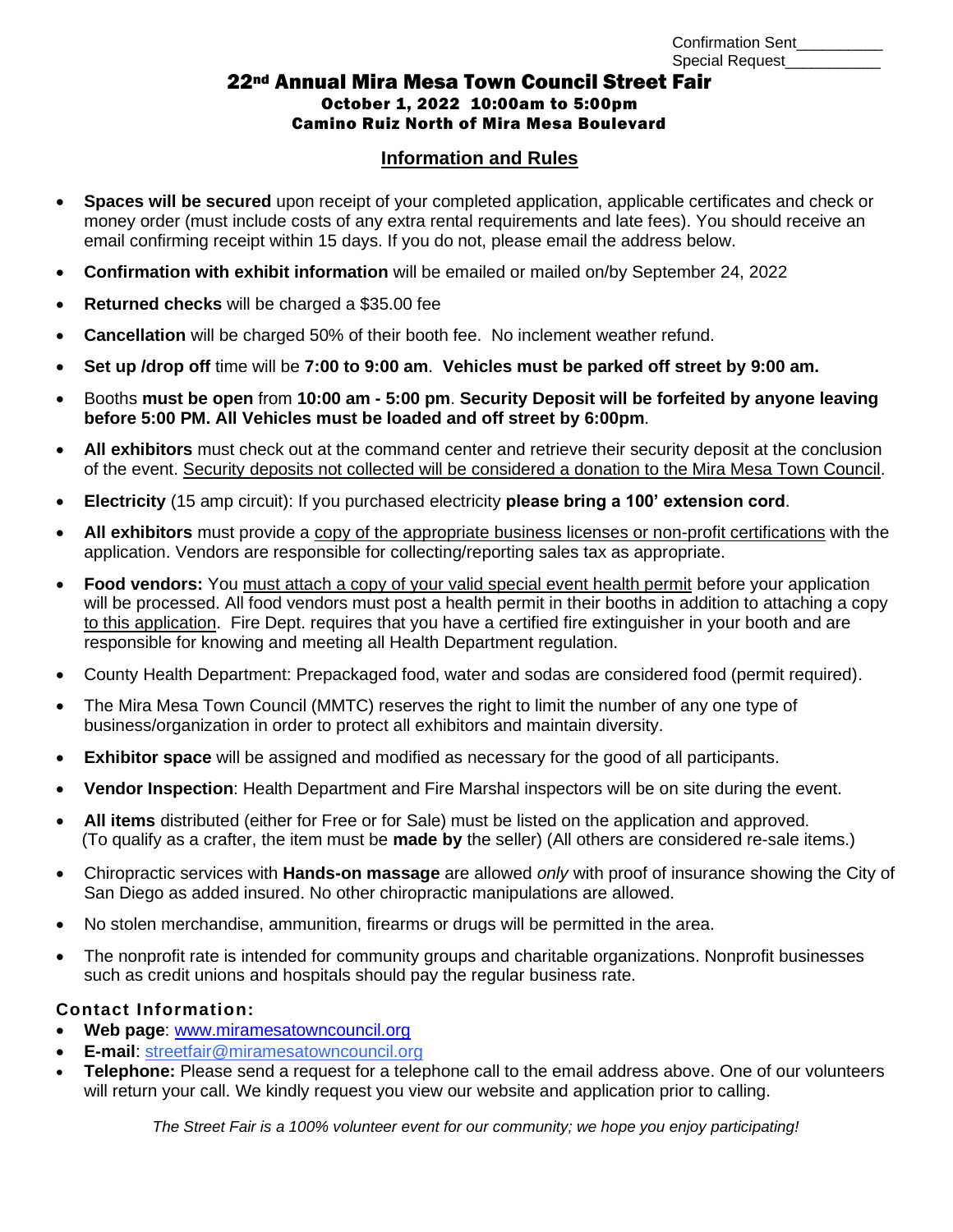Confirmation Sent__________
Special Request___________

# 22nd Annual Mira Mesa Town Council Street Fair

**October 1, 2022 10:00am to 5:00pm**
**Camino Ruiz North of Mira Mesa Boulevard**

## Information and Rules

- **Spaces will be secured** upon receipt of your completed application, applicable certificates and check or money order (must include costs of any extra rental requirements and late fees). You should receive an email confirming receipt within 15 days. If you do not, please email the address below.
- **Confirmation with exhibit information** will be emailed or mailed on/by September 24, 2022
- **Returned checks** will be charged a $35.00 fee
- **Cancellation** will be charged 50% of their booth fee. No inclement weather refund.
- **Set up /drop off** time will be **7:00 to 9:00 am**. **Vehicles must be parked off street by 9:00 am.**
- Booths **must be open** from **10:00 am - 5:00 pm**. **Security Deposit will be forfeited by anyone leaving before 5:00 PM. All Vehicles must be loaded and off street by 6:00pm**.
- **All exhibitors** must check out at the command center and retrieve their security deposit at the conclusion of the event. Security deposits not collected will be considered a donation to the Mira Mesa Town Council.
- **Electricity** (15 amp circuit): If you purchased electricity **please bring a 100' extension cord**.
- **All exhibitors** must provide a copy of the appropriate business licenses or non-profit certifications with the application. Vendors are responsible for collecting/reporting sales tax as appropriate.
- **Food vendors:** You must attach a copy of your valid special event health permit before your application will be processed. All food vendors must post a health permit in their booths in addition to attaching a copy to this application. Fire Dept. requires that you have a certified fire extinguisher in your booth and are responsible for knowing and meeting all Health Department regulation.
- County Health Department: Prepackaged food, water and sodas are considered food (permit required).
- The Mira Mesa Town Council (MMTC) reserves the right to limit the number of any one type of business/organization in order to protect all exhibitors and maintain diversity.
- **Exhibitor space** will be assigned and modified as necessary for the good of all participants.
- **Vendor Inspection**: Health Department and Fire Marshal inspectors will be on site during the event.
- **All items** distributed (either for Free or for Sale) must be listed on the application and approved. (To qualify as a crafter, the item must be **made by** the seller) (All others are considered re-sale items.)
- Chiropractic services with **Hands-on massage** are allowed *only* with proof of insurance showing the City of San Diego as added insured. No other chiropractic manipulations are allowed.
- No stolen merchandise, ammunition, firearms or drugs will be permitted in the area.
- The nonprofit rate is intended for community groups and charitable organizations. Nonprofit businesses such as credit unions and hospitals should pay the regular business rate.

### Contact Information:

- **Web page**: www.miramesatowncouncil.org
- **E-mail**: streetfair@miramesatowncouncil.org
- **Telephone:** Please send a request for a telephone call to the email address above. One of our volunteers will return your call. We kindly request you view our website and application prior to calling.

*The Street Fair is a 100% volunteer event for our community; we hope you enjoy participating!*